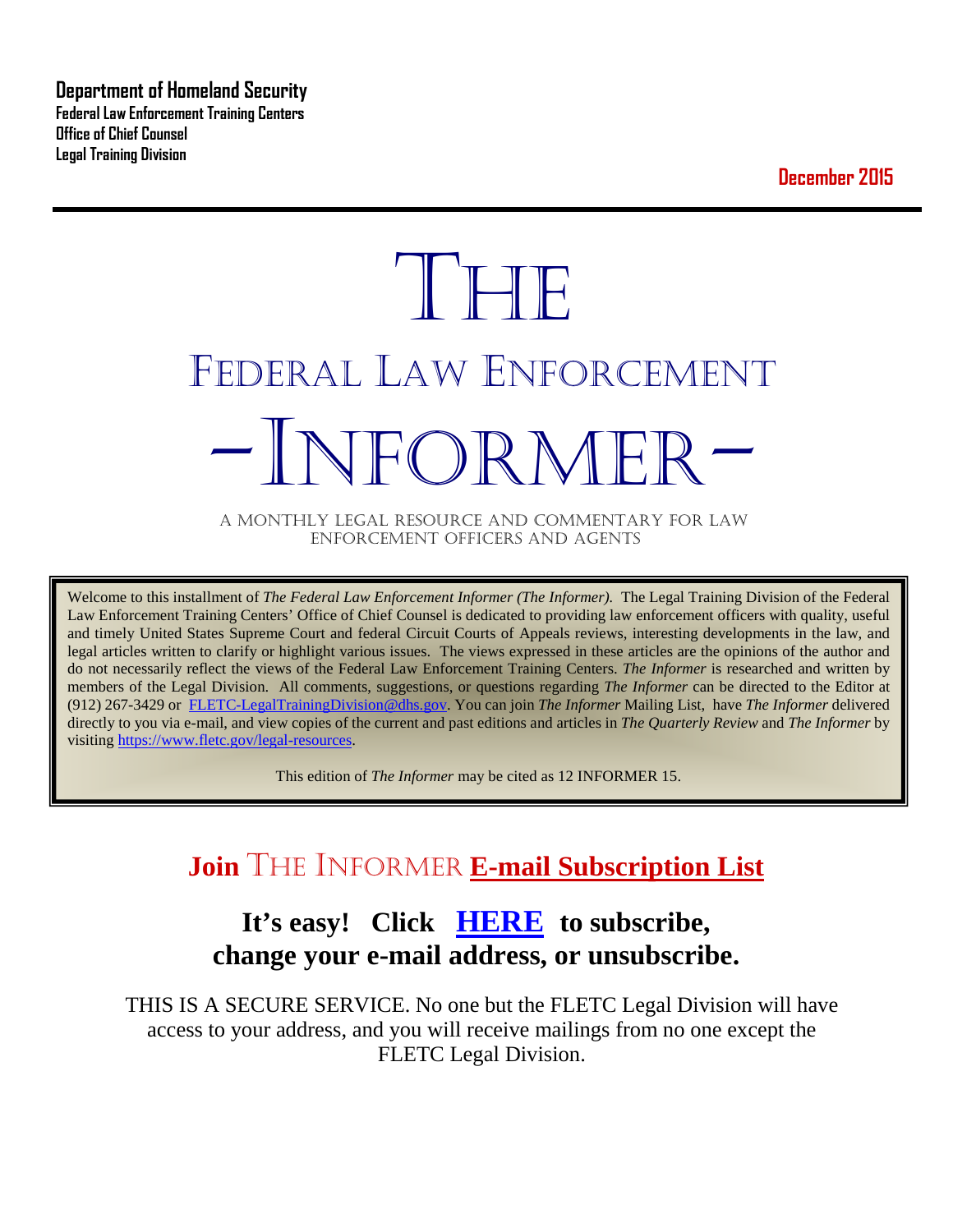**Department of Homeland Security**
**Federal Law Enforcement Training Centers**
**Office of Chief Counsel**
**Legal Training Division**

**December 2015**

---

# THE
# FEDERAL LAW ENFORCEMENT
# -INFORMER-

A MONTHLY LEGAL RESOURCE AND COMMENTARY FOR LAW ENFORCEMENT OFFICERS AND AGENTS

Welcome to this installment of *The Federal Law Enforcement Informer (The Informer).* The Legal Training Division of the Federal Law Enforcement Training Centers' Office of Chief Counsel is dedicated to providing law enforcement officers with quality, useful and timely United States Supreme Court and federal Circuit Courts of Appeals reviews, interesting developments in the law, and legal articles written to clarify or highlight various issues. The views expressed in these articles are the opinions of the author and do not necessarily reflect the views of the Federal Law Enforcement Training Centers. *The Informer* is researched and written by members of the Legal Division. All comments, suggestions, or questions regarding *The Informer* can be directed to the Editor at (912) 267-3429 or FLETC-LegalTrainingDivision@dhs.gov. You can join *The Informer* Mailing List, have *The Informer* delivered directly to you via e-mail, and view copies of the current and past editions and articles in *The Quarterly Review* and *The Informer* by visiting https://www.fletc.gov/legal-resources.

This edition of *The Informer* may be cited as 12 INFORMER 15.

## Join THE INFORMER E-mail Subscription List

### It's easy! Click HERE to subscribe, change your e-mail address, or unsubscribe.

THIS IS A SECURE SERVICE. No one but the FLETC Legal Division will have access to your address, and you will receive mailings from no one except the FLETC Legal Division.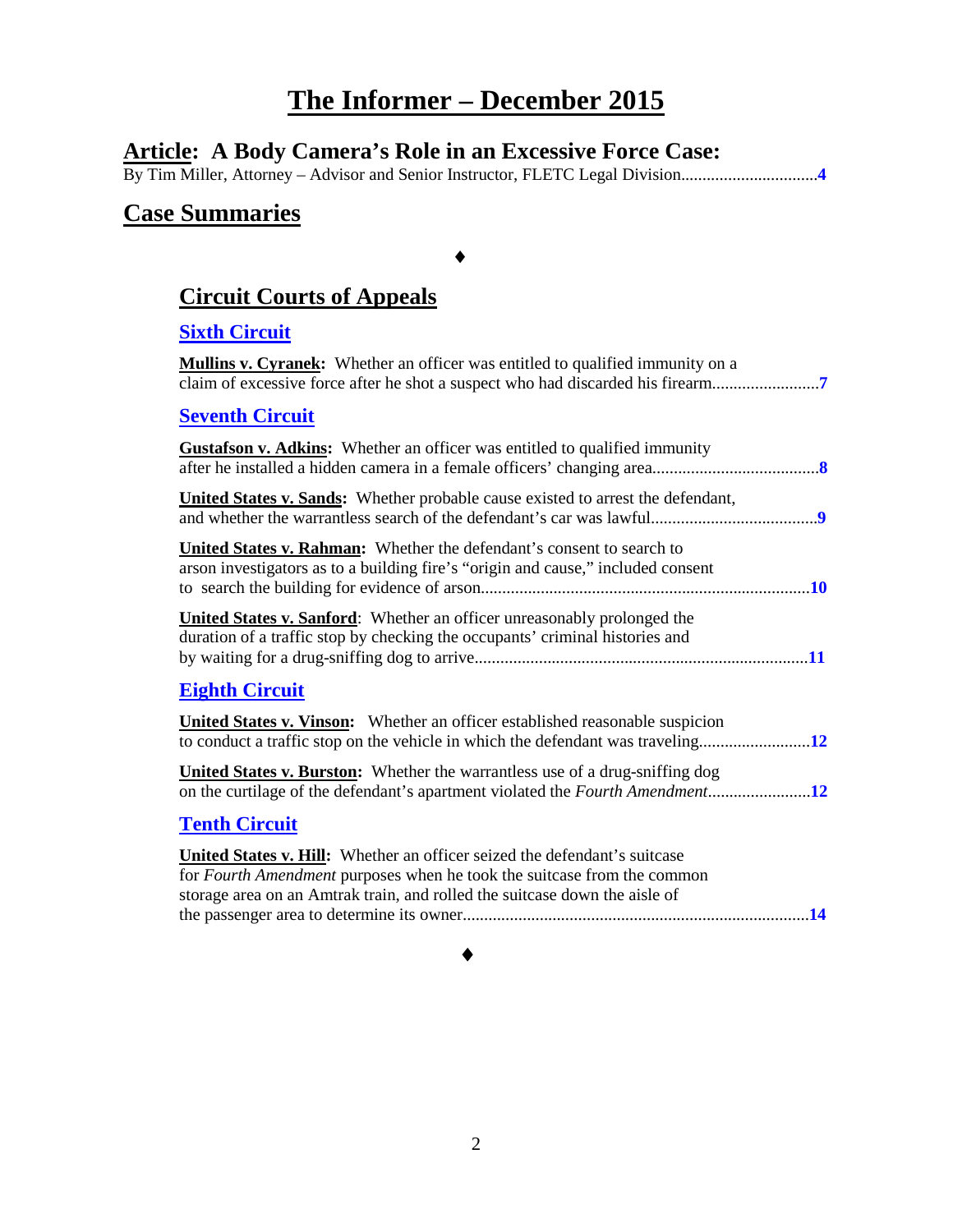# The Informer – December 2015

## Article: A Body Camera's Role in an Excessive Force Case:

By Tim Miller, Attorney – Advisor and Senior Instructor, FLETC Legal Division................................**4**

## Case Summaries

♦

### Circuit Courts of Appeals

#### Sixth Circuit

**Mullins v. Cyranek:** Whether an officer was entitled to qualified immunity on a claim of excessive force after he shot a suspect who had discarded his firearm.........................**7**

#### Seventh Circuit

**Gustafson v. Adkins:** Whether an officer was entitled to qualified immunity after he installed a hidden camera in a female officers' changing area.......................................**8**

**United States v. Sands:** Whether probable cause existed to arrest the defendant, and whether the warrantless search of the defendant's car was lawful.......................................**9**

**United States v. Rahman:** Whether the defendant's consent to search to arson investigators as to a building fire's "origin and cause," included consent to search the building for evidence of arson............................................................................**10**

**United States v. Sanford**: Whether an officer unreasonably prolonged the duration of a traffic stop by checking the occupants' criminal histories and by waiting for a drug-sniffing dog to arrive.............................................................................**11**

#### Eighth Circuit

**United States v. Vinson:** Whether an officer established reasonable suspicion to conduct a traffic stop on the vehicle in which the defendant was traveling.........................**12**

**United States v. Burston:** Whether the warrantless use of a drug-sniffing dog on the curtilage of the defendant's apartment violated the *Fourth Amendment*........................**12**

#### Tenth Circuit

**United States v. Hill:** Whether an officer seized the defendant's suitcase for *Fourth Amendment* purposes when he took the suitcase from the common storage area on an Amtrak train, and rolled the suitcase down the aisle of the passenger area to determine its owner................................................................................**14**

♦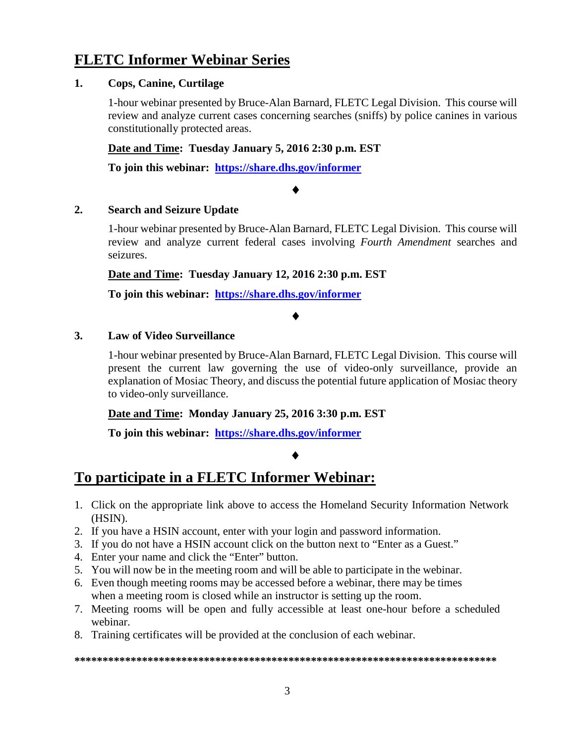# FLETC Informer Webinar Series

**1. Cops, Canine, Curtilage**

1-hour webinar presented by Bruce-Alan Barnard, FLETC Legal Division. This course will review and analyze current cases concerning searches (sniffs) by police canines in various constitutionally protected areas.

**Date and Time: Tuesday January 5, 2016 2:30 p.m. EST**

**To join this webinar: https://share.dhs.gov/informer**

♦

**2. Search and Seizure Update**

1-hour webinar presented by Bruce-Alan Barnard, FLETC Legal Division. This course will review and analyze current federal cases involving *Fourth Amendment* searches and seizures.

**Date and Time: Tuesday January 12, 2016 2:30 p.m. EST**

**To join this webinar: https://share.dhs.gov/informer**

♦

**3. Law of Video Surveillance**

1-hour webinar presented by Bruce-Alan Barnard, FLETC Legal Division. This course will present the current law governing the use of video-only surveillance, provide an explanation of Mosiac Theory, and discuss the potential future application of Mosiac theory to video-only surveillance.

**Date and Time: Monday January 25, 2016 3:30 p.m. EST**

**To join this webinar: https://share.dhs.gov/informer**

♦

# To participate in a FLETC Informer Webinar:

1. Click on the appropriate link above to access the Homeland Security Information Network (HSIN).
2. If you have a HSIN account, enter with your login and password information.
3. If you do not have a HSIN account click on the button next to "Enter as a Guest."
4. Enter your name and click the "Enter" button.
5. You will now be in the meeting room and will be able to participate in the webinar.
6. Even though meeting rooms may be accessed before a webinar, there may be times when a meeting room is closed while an instructor is setting up the room.
7. Meeting rooms will be open and fully accessible at least one-hour before a scheduled webinar.
8. Training certificates will be provided at the conclusion of each webinar.

**\*\*\*\*\*\*\*\*\*\*\*\*\*\*\*\*\*\*\*\*\*\*\*\*\*\*\*\*\*\*\*\*\*\*\*\*\*\*\*\*\*\*\*\*\*\*\*\*\*\*\*\*\*\*\*\*\*\*\*\*\*\*\*\*\*\*\*\*\*\*\*\*\*\*\*\*\***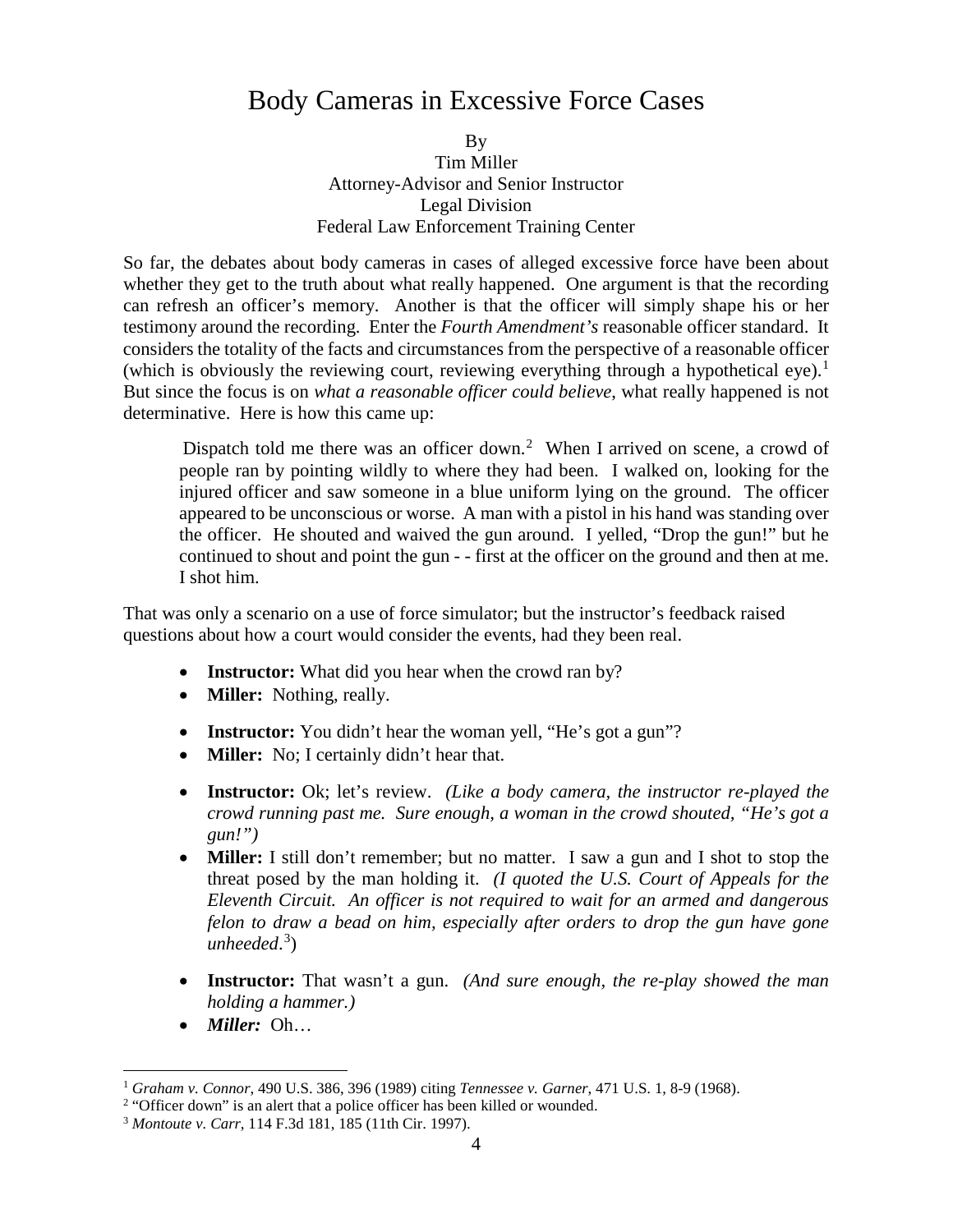# Body Cameras in Excessive Force Cases

By
Tim Miller
Attorney-Advisor and Senior Instructor
Legal Division
Federal Law Enforcement Training Center

So far, the debates about body cameras in cases of alleged excessive force have been about whether they get to the truth about what really happened. One argument is that the recording can refresh an officer's memory. Another is that the officer will simply shape his or her testimony around the recording. Enter the *Fourth Amendment's* reasonable officer standard. It considers the totality of the facts and circumstances from the perspective of a reasonable officer (which is obviously the reviewing court, reviewing everything through a hypothetical eye).[1] But since the focus is on *what a reasonable officer could believe*, what really happened is not determinative. Here is how this came up:

> Dispatch told me there was an officer down.[2] When I arrived on scene, a crowd of people ran by pointing wildly to where they had been. I walked on, looking for the injured officer and saw someone in a blue uniform lying on the ground. The officer appeared to be unconscious or worse. A man with a pistol in his hand was standing over the officer. He shouted and waived the gun around. I yelled, "Drop the gun!" but he continued to shout and point the gun - - first at the officer on the ground and then at me. I shot him.

That was only a scenario on a use of force simulator; but the instructor's feedback raised questions about how a court would consider the events, had they been real.

- **Instructor:** What did you hear when the crowd ran by?
- **Miller:** Nothing, really.

- **Instructor:** You didn't hear the woman yell, "He's got a gun"?
- **Miller:** No; I certainly didn't hear that.

- **Instructor:** Ok; let's review. *(Like a body camera, the instructor re-played the crowd running past me. Sure enough, a woman in the crowd shouted, "He's got a gun!")*
- **Miller:** I still don't remember; but no matter. I saw a gun and I shot to stop the threat posed by the man holding it. *(I quoted the U.S. Court of Appeals for the Eleventh Circuit. An officer is not required to wait for an armed and dangerous felon to draw a bead on him, especially after orders to drop the gun have gone unheeded.*[3])

- **Instructor:** That wasn't a gun. *(And sure enough, the re-play showed the man holding a hammer.)*
- ***Miller:*** Oh…

---

[1] *Graham v. Connor*, 490 U.S. 386, 396 (1989) citing *Tennessee v. Garner*, 471 U.S. 1, 8-9 (1968).

[2] "Officer down" is an alert that a police officer has been killed or wounded.

[3] *Montoute v. Carr*, 114 F.3d 181, 185 (11th Cir. 1997).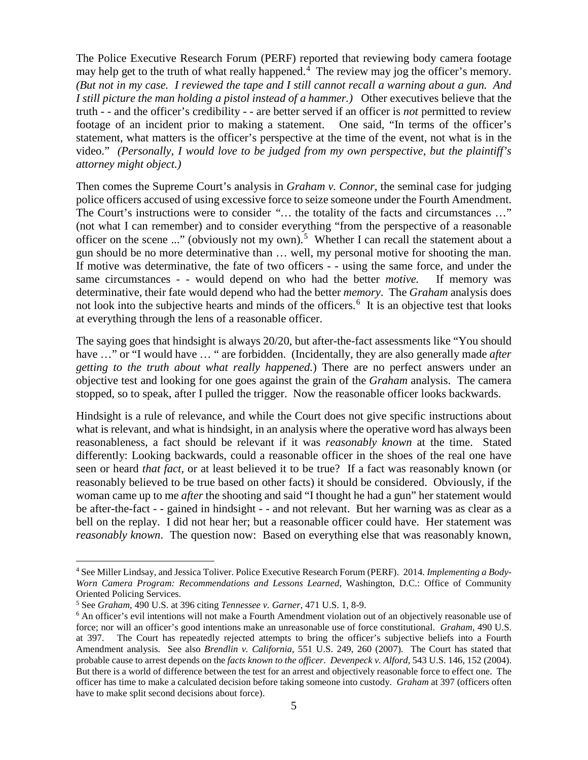The Police Executive Research Forum (PERF) reported that reviewing body camera footage may help get to the truth of what really happened.[4] The review may jog the officer's memory. *(But not in my case. I reviewed the tape and I still cannot recall a warning about a gun. And I still picture the man holding a pistol instead of a hammer.)* Other executives believe that the truth - - and the officer's credibility - - are better served if an officer is *not* permitted to review footage of an incident prior to making a statement. One said, "In terms of the officer's statement, what matters is the officer's perspective at the time of the event, not what is in the video." *(Personally, I would love to be judged from my own perspective, but the plaintiff's attorney might object.)*

Then comes the Supreme Court's analysis in *Graham v. Connor*, the seminal case for judging police officers accused of using excessive force to seize someone under the Fourth Amendment. The Court's instructions were to consider "… the totality of the facts and circumstances …" (not what I can remember) and to consider everything "from the perspective of a reasonable officer on the scene ..." (obviously not my own).[5] Whether I can recall the statement about a gun should be no more determinative than … well, my personal motive for shooting the man. If motive was determinative, the fate of two officers - - using the same force, and under the same circumstances - - would depend on who had the better *motive.* If memory was determinative, their fate would depend who had the better *memory*. The *Graham* analysis does not look into the subjective hearts and minds of the officers.[6] It is an objective test that looks at everything through the lens of a reasonable officer.

The saying goes that hindsight is always 20/20, but after-the-fact assessments like "You should have …" or "I would have … " are forbidden. (Incidentally, they are also generally made *after getting to the truth about what really happened.*) There are no perfect answers under an objective test and looking for one goes against the grain of the *Graham* analysis. The camera stopped, so to speak, after I pulled the trigger. Now the reasonable officer looks backwards.

Hindsight is a rule of relevance, and while the Court does not give specific instructions about what is relevant, and what is hindsight, in an analysis where the operative word has always been reasonableness, a fact should be relevant if it was *reasonably known* at the time. Stated differently: Looking backwards, could a reasonable officer in the shoes of the real one have seen or heard *that fact*, or at least believed it to be true? If a fact was reasonably known (or reasonably believed to be true based on other facts) it should be considered. Obviously, if the woman came up to me *after* the shooting and said "I thought he had a gun" her statement would be after-the-fact - - gained in hindsight - - and not relevant. But her warning was as clear as a bell on the replay. I did not hear her; but a reasonable officer could have. Her statement was *reasonably known*. The question now: Based on everything else that was reasonably known,

---

[4] See Miller Lindsay, and Jessica Toliver. Police Executive Research Forum (PERF). 2014. *Implementing a Body-Worn Camera Program: Recommendations and Lessons Learned*, Washington, D.C.: Office of Community Oriented Policing Services.

[5] See *Graham*, 490 U.S. at 396 citing *Tennessee v. Garner*, 471 U.S. 1, 8-9.

[6] An officer's evil intentions will not make a Fourth Amendment violation out of an objectively reasonable use of force; nor will an officer's good intentions make an unreasonable use of force constitutional. *Graham*, 490 U.S. at 397. The Court has repeatedly rejected attempts to bring the officer's subjective beliefs into a Fourth Amendment analysis. See also *Brendlin v. California*, 551 U.S. 249, 260 (2007). The Court has stated that probable cause to arrest depends on the *facts known to the officer*. *Devenpeck v. Alford*, 543 U.S. 146, 152 (2004). But there is a world of difference between the test for an arrest and objectively reasonable force to effect one. The officer has time to make a calculated decision before taking someone into custody. *Graham* at 397 (officers often have to make split second decisions about force).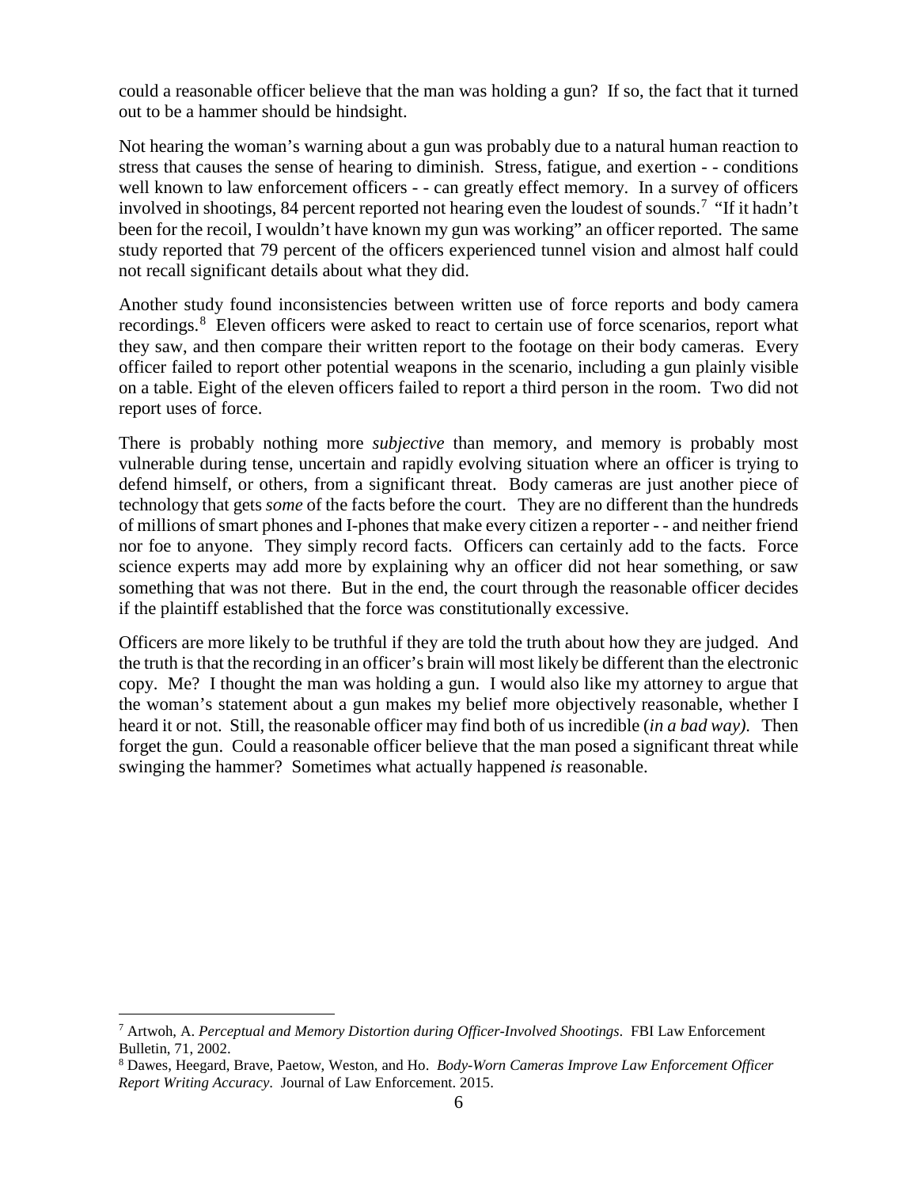could a reasonable officer believe that the man was holding a gun? If so, the fact that it turned out to be a hammer should be hindsight.

Not hearing the woman's warning about a gun was probably due to a natural human reaction to stress that causes the sense of hearing to diminish. Stress, fatigue, and exertion - - conditions well known to law enforcement officers - - can greatly effect memory. In a survey of officers involved in shootings, 84 percent reported not hearing even the loudest of sounds.[7] "If it hadn't been for the recoil, I wouldn't have known my gun was working" an officer reported. The same study reported that 79 percent of the officers experienced tunnel vision and almost half could not recall significant details about what they did.

Another study found inconsistencies between written use of force reports and body camera recordings.[8] Eleven officers were asked to react to certain use of force scenarios, report what they saw, and then compare their written report to the footage on their body cameras. Every officer failed to report other potential weapons in the scenario, including a gun plainly visible on a table. Eight of the eleven officers failed to report a third person in the room. Two did not report uses of force.

There is probably nothing more *subjective* than memory, and memory is probably most vulnerable during tense, uncertain and rapidly evolving situation where an officer is trying to defend himself, or others, from a significant threat. Body cameras are just another piece of technology that gets *some* of the facts before the court. They are no different than the hundreds of millions of smart phones and I-phones that make every citizen a reporter - - and neither friend nor foe to anyone. They simply record facts. Officers can certainly add to the facts. Force science experts may add more by explaining why an officer did not hear something, or saw something that was not there. But in the end, the court through the reasonable officer decides if the plaintiff established that the force was constitutionally excessive.

Officers are more likely to be truthful if they are told the truth about how they are judged. And the truth is that the recording in an officer's brain will most likely be different than the electronic copy. Me? I thought the man was holding a gun. I would also like my attorney to argue that the woman's statement about a gun makes my belief more objectively reasonable, whether I heard it or not. Still, the reasonable officer may find both of us incredible (*in a bad way)*. Then forget the gun. Could a reasonable officer believe that the man posed a significant threat while swinging the hammer? Sometimes what actually happened *is* reasonable.

---

[7] Artwoh, A. *Perceptual and Memory Distortion during Officer-Involved Shootings*. FBI Law Enforcement Bulletin, 71, 2002.

[8] Dawes, Heegard, Brave, Paetow, Weston, and Ho. *Body-Worn Cameras Improve Law Enforcement Officer Report Writing Accuracy*. Journal of Law Enforcement. 2015.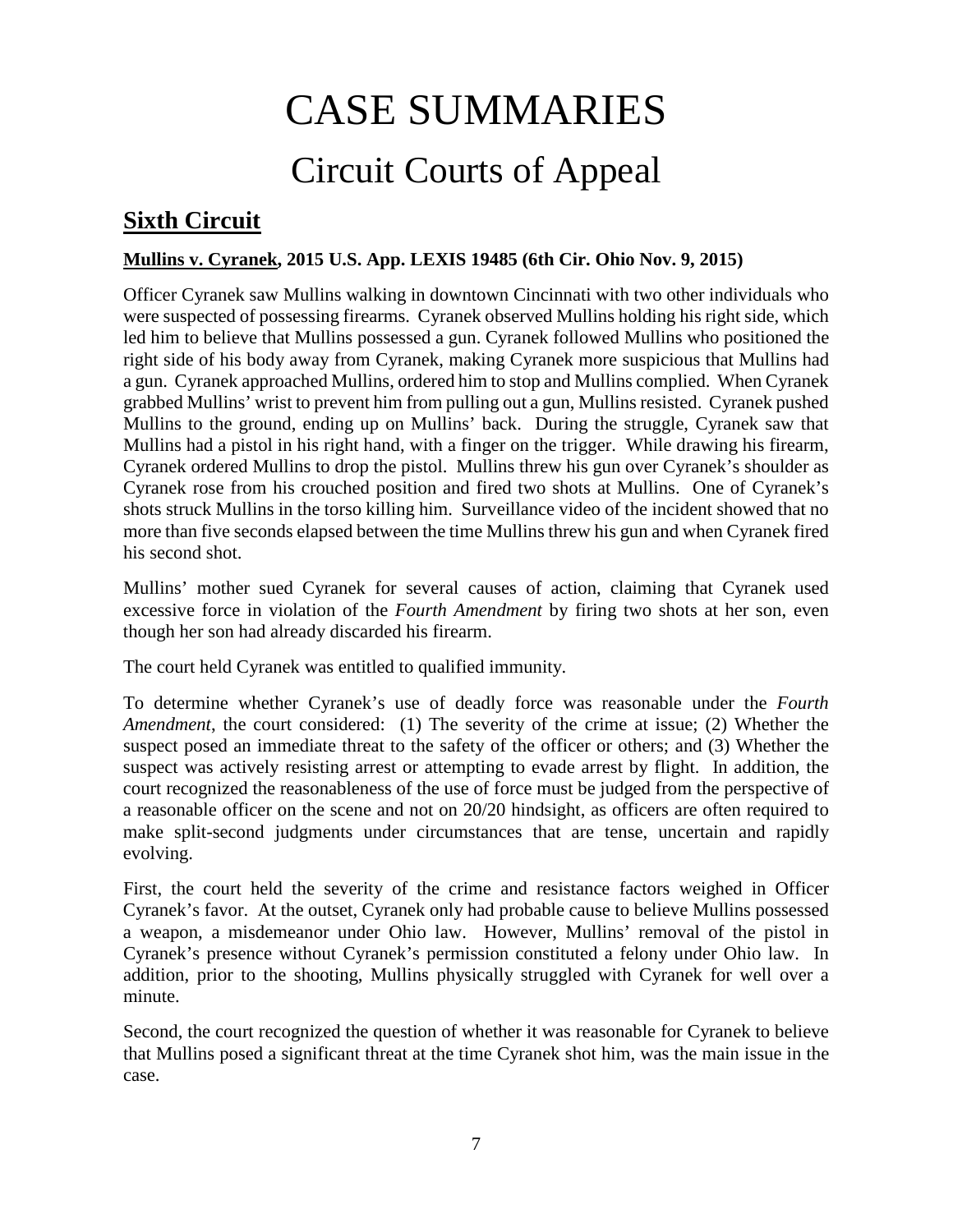# CASE SUMMARIES

## Circuit Courts of Appeal

### Sixth Circuit

**Mullins v. Cyranek, 2015 U.S. App. LEXIS 19485 (6th Cir. Ohio Nov. 9, 2015)**

Officer Cyranek saw Mullins walking in downtown Cincinnati with two other individuals who were suspected of possessing firearms. Cyranek observed Mullins holding his right side, which led him to believe that Mullins possessed a gun. Cyranek followed Mullins who positioned the right side of his body away from Cyranek, making Cyranek more suspicious that Mullins had a gun. Cyranek approached Mullins, ordered him to stop and Mullins complied. When Cyranek grabbed Mullins' wrist to prevent him from pulling out a gun, Mullins resisted. Cyranek pushed Mullins to the ground, ending up on Mullins' back. During the struggle, Cyranek saw that Mullins had a pistol in his right hand, with a finger on the trigger. While drawing his firearm, Cyranek ordered Mullins to drop the pistol. Mullins threw his gun over Cyranek's shoulder as Cyranek rose from his crouched position and fired two shots at Mullins. One of Cyranek's shots struck Mullins in the torso killing him. Surveillance video of the incident showed that no more than five seconds elapsed between the time Mullins threw his gun and when Cyranek fired his second shot.

Mullins' mother sued Cyranek for several causes of action, claiming that Cyranek used excessive force in violation of the *Fourth Amendment* by firing two shots at her son, even though her son had already discarded his firearm.

The court held Cyranek was entitled to qualified immunity.

To determine whether Cyranek's use of deadly force was reasonable under the *Fourth Amendment*, the court considered: (1) The severity of the crime at issue; (2) Whether the suspect posed an immediate threat to the safety of the officer or others; and (3) Whether the suspect was actively resisting arrest or attempting to evade arrest by flight. In addition, the court recognized the reasonableness of the use of force must be judged from the perspective of a reasonable officer on the scene and not on 20/20 hindsight, as officers are often required to make split-second judgments under circumstances that are tense, uncertain and rapidly evolving.

First, the court held the severity of the crime and resistance factors weighed in Officer Cyranek's favor. At the outset, Cyranek only had probable cause to believe Mullins possessed a weapon, a misdemeanor under Ohio law. However, Mullins' removal of the pistol in Cyranek's presence without Cyranek's permission constituted a felony under Ohio law. In addition, prior to the shooting, Mullins physically struggled with Cyranek for well over a minute.

Second, the court recognized the question of whether it was reasonable for Cyranek to believe that Mullins posed a significant threat at the time Cyranek shot him, was the main issue in the case.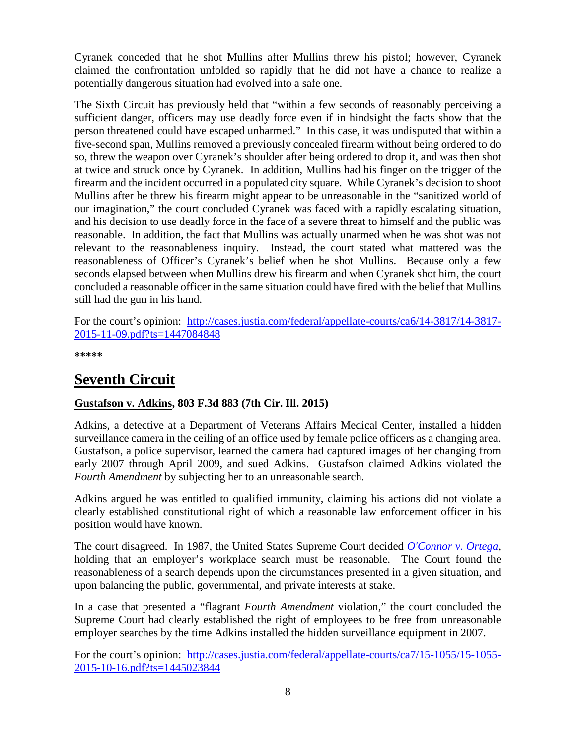Cyranek conceded that he shot Mullins after Mullins threw his pistol; however, Cyranek claimed the confrontation unfolded so rapidly that he did not have a chance to realize a potentially dangerous situation had evolved into a safe one.

The Sixth Circuit has previously held that "within a few seconds of reasonably perceiving a sufficient danger, officers may use deadly force even if in hindsight the facts show that the person threatened could have escaped unharmed." In this case, it was undisputed that within a five-second span, Mullins removed a previously concealed firearm without being ordered to do so, threw the weapon over Cyranek's shoulder after being ordered to drop it, and was then shot at twice and struck once by Cyranek. In addition, Mullins had his finger on the trigger of the firearm and the incident occurred in a populated city square. While Cyranek's decision to shoot Mullins after he threw his firearm might appear to be unreasonable in the "sanitized world of our imagination," the court concluded Cyranek was faced with a rapidly escalating situation, and his decision to use deadly force in the face of a severe threat to himself and the public was reasonable. In addition, the fact that Mullins was actually unarmed when he was shot was not relevant to the reasonableness inquiry. Instead, the court stated what mattered was the reasonableness of Officer's Cyranek's belief when he shot Mullins. Because only a few seconds elapsed between when Mullins drew his firearm and when Cyranek shot him, the court concluded a reasonable officer in the same situation could have fired with the belief that Mullins still had the gun in his hand.

For the court's opinion: [http://cases.justia.com/federal/appellate-courts/ca6/14-3817/14-3817-2015-11-09.pdf?ts=1447084848](http://cases.justia.com/federal/appellate-courts/ca6/14-3817/14-3817-2015-11-09.pdf?ts=1447084848)

**\*\*\*\*\***

## Seventh Circuit

### Gustafson v. Adkins, 803 F.3d 883 (7th Cir. Ill. 2015)

Adkins, a detective at a Department of Veterans Affairs Medical Center, installed a hidden surveillance camera in the ceiling of an office used by female police officers as a changing area. Gustafson, a police supervisor, learned the camera had captured images of her changing from early 2007 through April 2009, and sued Adkins. Gustafson claimed Adkins violated the *Fourth Amendment* by subjecting her to an unreasonable search.

Adkins argued he was entitled to qualified immunity, claiming his actions did not violate a clearly established constitutional right of which a reasonable law enforcement officer in his position would have known.

The court disagreed. In 1987, the United States Supreme Court decided *O'Connor v. Ortega*, holding that an employer's workplace search must be reasonable. The Court found the reasonableness of a search depends upon the circumstances presented in a given situation, and upon balancing the public, governmental, and private interests at stake.

In a case that presented a "flagrant *Fourth Amendment* violation," the court concluded the Supreme Court had clearly established the right of employees to be free from unreasonable employer searches by the time Adkins installed the hidden surveillance equipment in 2007.

For the court's opinion: [http://cases.justia.com/federal/appellate-courts/ca7/15-1055/15-1055-2015-10-16.pdf?ts=1445023844](http://cases.justia.com/federal/appellate-courts/ca7/15-1055/15-1055-2015-10-16.pdf?ts=1445023844)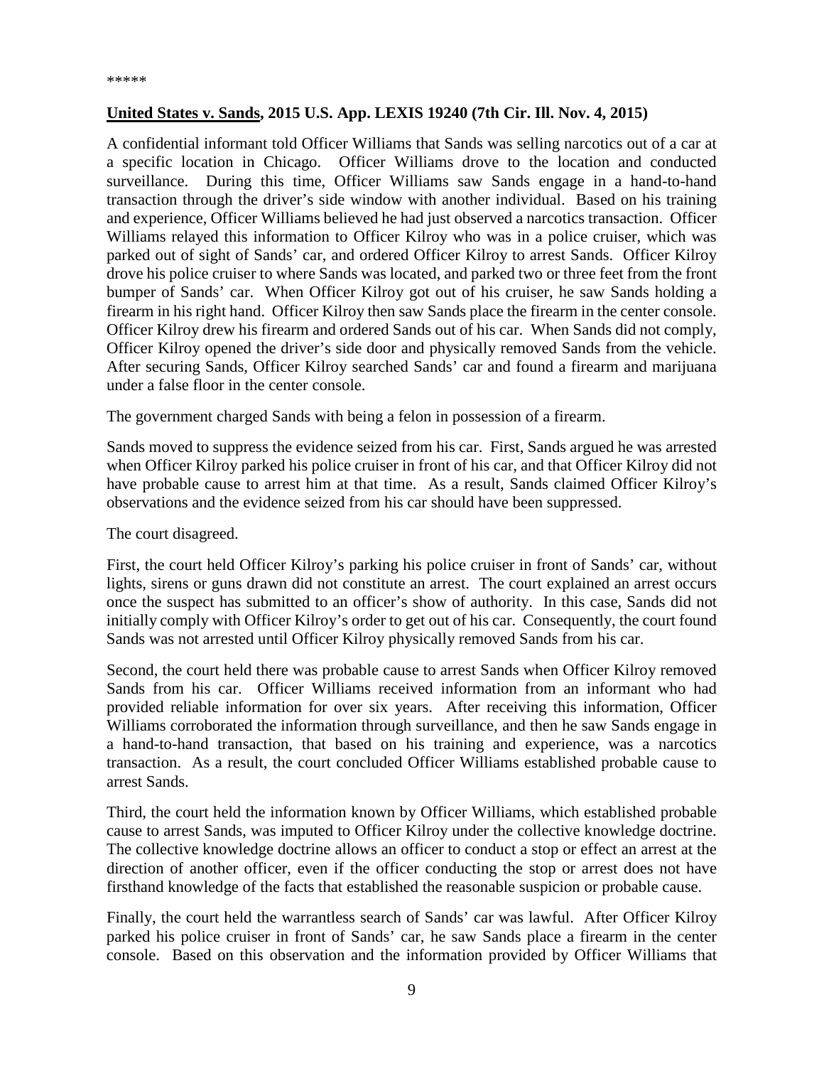*****

**United States v. Sands, 2015 U.S. App. LEXIS 19240 (7th Cir. Ill. Nov. 4, 2015)**

A confidential informant told Officer Williams that Sands was selling narcotics out of a car at a specific location in Chicago. Officer Williams drove to the location and conducted surveillance. During this time, Officer Williams saw Sands engage in a hand-to-hand transaction through the driver's side window with another individual. Based on his training and experience, Officer Williams believed he had just observed a narcotics transaction. Officer Williams relayed this information to Officer Kilroy who was in a police cruiser, which was parked out of sight of Sands' car, and ordered Officer Kilroy to arrest Sands. Officer Kilroy drove his police cruiser to where Sands was located, and parked two or three feet from the front bumper of Sands' car. When Officer Kilroy got out of his cruiser, he saw Sands holding a firearm in his right hand. Officer Kilroy then saw Sands place the firearm in the center console. Officer Kilroy drew his firearm and ordered Sands out of his car. When Sands did not comply, Officer Kilroy opened the driver's side door and physically removed Sands from the vehicle. After securing Sands, Officer Kilroy searched Sands' car and found a firearm and marijuana under a false floor in the center console.

The government charged Sands with being a felon in possession of a firearm.

Sands moved to suppress the evidence seized from his car. First, Sands argued he was arrested when Officer Kilroy parked his police cruiser in front of his car, and that Officer Kilroy did not have probable cause to arrest him at that time. As a result, Sands claimed Officer Kilroy's observations and the evidence seized from his car should have been suppressed.

The court disagreed.

First, the court held Officer Kilroy's parking his police cruiser in front of Sands' car, without lights, sirens or guns drawn did not constitute an arrest. The court explained an arrest occurs once the suspect has submitted to an officer's show of authority. In this case, Sands did not initially comply with Officer Kilroy's order to get out of his car. Consequently, the court found Sands was not arrested until Officer Kilroy physically removed Sands from his car.

Second, the court held there was probable cause to arrest Sands when Officer Kilroy removed Sands from his car. Officer Williams received information from an informant who had provided reliable information for over six years. After receiving this information, Officer Williams corroborated the information through surveillance, and then he saw Sands engage in a hand-to-hand transaction, that based on his training and experience, was a narcotics transaction. As a result, the court concluded Officer Williams established probable cause to arrest Sands.

Third, the court held the information known by Officer Williams, which established probable cause to arrest Sands, was imputed to Officer Kilroy under the collective knowledge doctrine. The collective knowledge doctrine allows an officer to conduct a stop or effect an arrest at the direction of another officer, even if the officer conducting the stop or arrest does not have firsthand knowledge of the facts that established the reasonable suspicion or probable cause.

Finally, the court held the warrantless search of Sands' car was lawful. After Officer Kilroy parked his police cruiser in front of Sands' car, he saw Sands place a firearm in the center console. Based on this observation and the information provided by Officer Williams that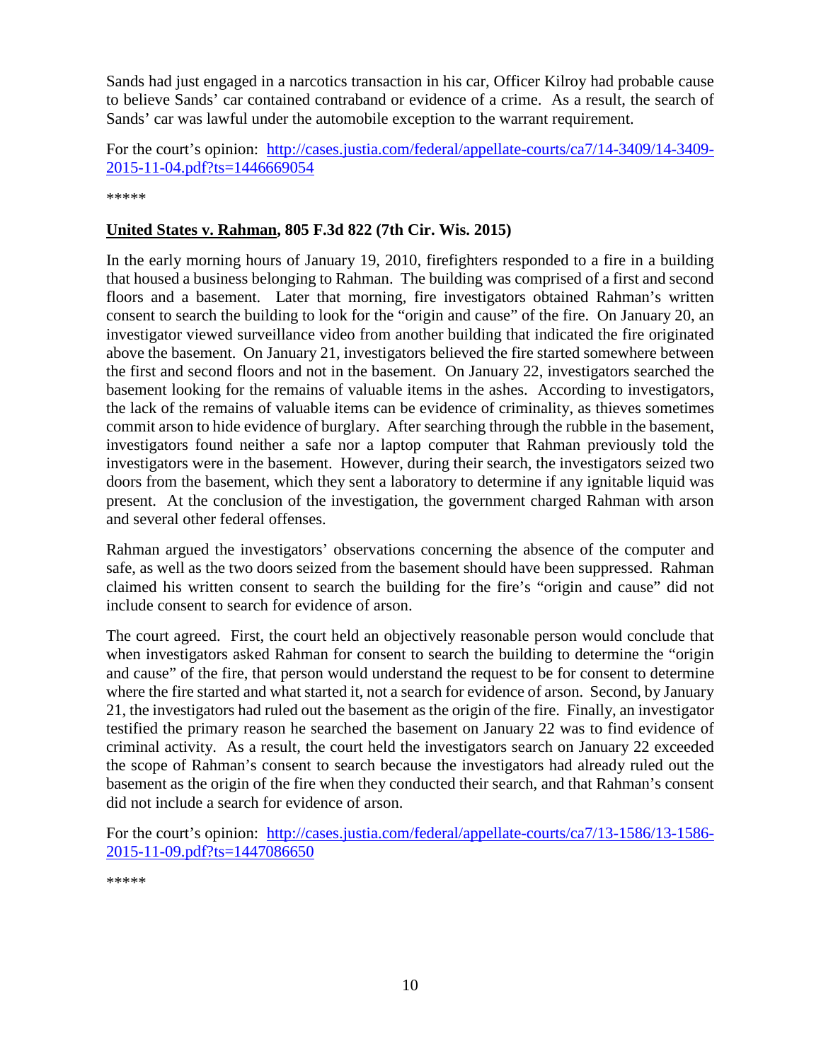Sands had just engaged in a narcotics transaction in his car, Officer Kilroy had probable cause to believe Sands' car contained contraband or evidence of a crime. As a result, the search of Sands' car was lawful under the automobile exception to the warrant requirement.

For the court's opinion: [http://cases.justia.com/federal/appellate-courts/ca7/14-3409/14-3409-2015-11-04.pdf?ts=1446669054](http://cases.justia.com/federal/appellate-courts/ca7/14-3409/14-3409-2015-11-04.pdf?ts=1446669054)

*****

**United States v. Rahman, 805 F.3d 822 (7th Cir. Wis. 2015)**

In the early morning hours of January 19, 2010, firefighters responded to a fire in a building that housed a business belonging to Rahman. The building was comprised of a first and second floors and a basement. Later that morning, fire investigators obtained Rahman's written consent to search the building to look for the "origin and cause" of the fire. On January 20, an investigator viewed surveillance video from another building that indicated the fire originated above the basement. On January 21, investigators believed the fire started somewhere between the first and second floors and not in the basement. On January 22, investigators searched the basement looking for the remains of valuable items in the ashes. According to investigators, the lack of the remains of valuable items can be evidence of criminality, as thieves sometimes commit arson to hide evidence of burglary. After searching through the rubble in the basement, investigators found neither a safe nor a laptop computer that Rahman previously told the investigators were in the basement. However, during their search, the investigators seized two doors from the basement, which they sent a laboratory to determine if any ignitable liquid was present. At the conclusion of the investigation, the government charged Rahman with arson and several other federal offenses.

Rahman argued the investigators' observations concerning the absence of the computer and safe, as well as the two doors seized from the basement should have been suppressed. Rahman claimed his written consent to search the building for the fire's "origin and cause" did not include consent to search for evidence of arson.

The court agreed. First, the court held an objectively reasonable person would conclude that when investigators asked Rahman for consent to search the building to determine the "origin and cause" of the fire, that person would understand the request to be for consent to determine where the fire started and what started it, not a search for evidence of arson. Second, by January 21, the investigators had ruled out the basement as the origin of the fire. Finally, an investigator testified the primary reason he searched the basement on January 22 was to find evidence of criminal activity. As a result, the court held the investigators search on January 22 exceeded the scope of Rahman's consent to search because the investigators had already ruled out the basement as the origin of the fire when they conducted their search, and that Rahman's consent did not include a search for evidence of arson.

For the court's opinion: [http://cases.justia.com/federal/appellate-courts/ca7/13-1586/13-1586-2015-11-09.pdf?ts=1447086650](http://cases.justia.com/federal/appellate-courts/ca7/13-1586/13-1586-2015-11-09.pdf?ts=1447086650)

*****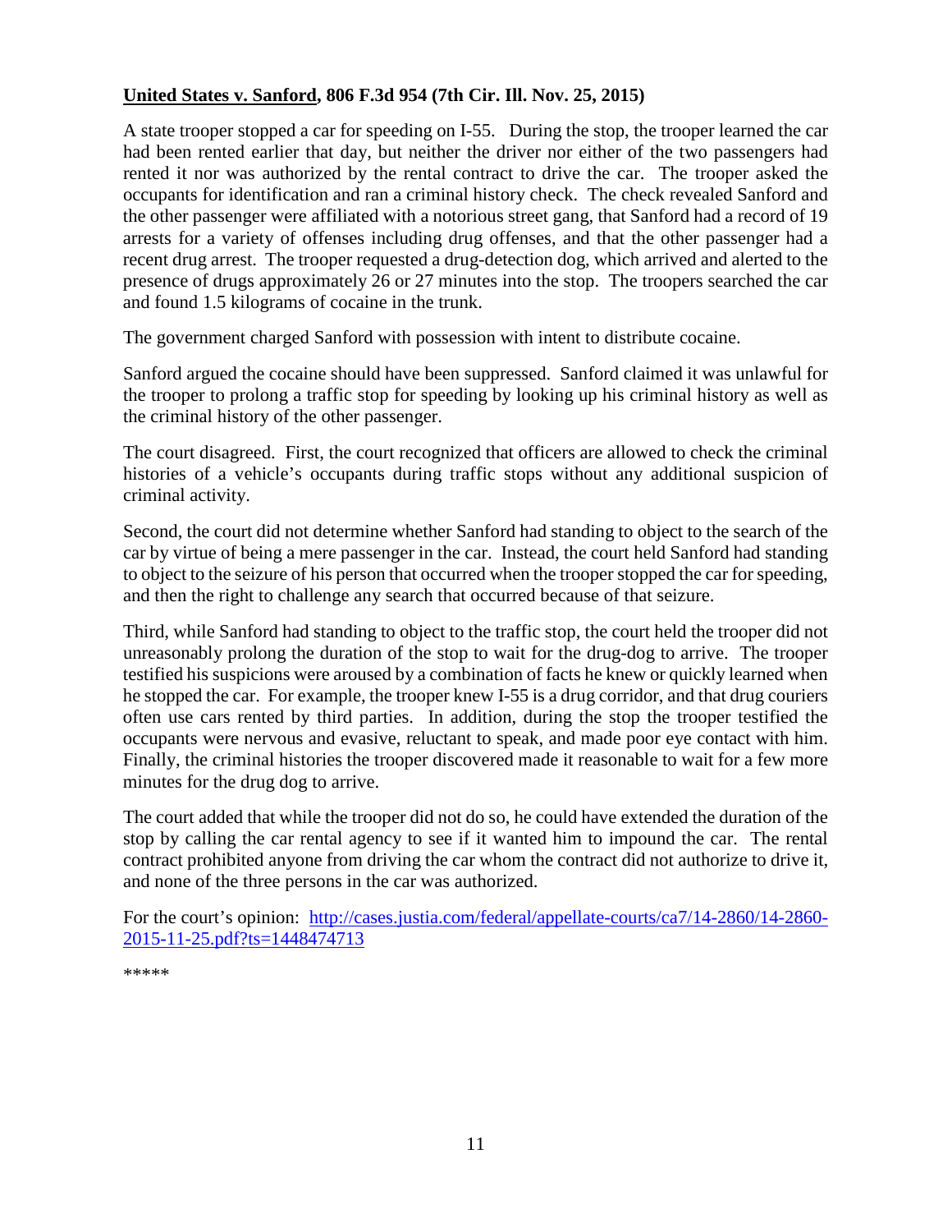**<u>United States v. Sanford</u>, 806 F.3d 954 (7th Cir. Ill. Nov. 25, 2015)**

A state trooper stopped a car for speeding on I-55. During the stop, the trooper learned the car had been rented earlier that day, but neither the driver nor either of the two passengers had rented it nor was authorized by the rental contract to drive the car. The trooper asked the occupants for identification and ran a criminal history check. The check revealed Sanford and the other passenger were affiliated with a notorious street gang, that Sanford had a record of 19 arrests for a variety of offenses including drug offenses, and that the other passenger had a recent drug arrest. The trooper requested a drug-detection dog, which arrived and alerted to the presence of drugs approximately 26 or 27 minutes into the stop. The troopers searched the car and found 1.5 kilograms of cocaine in the trunk.

The government charged Sanford with possession with intent to distribute cocaine.

Sanford argued the cocaine should have been suppressed. Sanford claimed it was unlawful for the trooper to prolong a traffic stop for speeding by looking up his criminal history as well as the criminal history of the other passenger.

The court disagreed. First, the court recognized that officers are allowed to check the criminal histories of a vehicle's occupants during traffic stops without any additional suspicion of criminal activity.

Second, the court did not determine whether Sanford had standing to object to the search of the car by virtue of being a mere passenger in the car. Instead, the court held Sanford had standing to object to the seizure of his person that occurred when the trooper stopped the car for speeding, and then the right to challenge any search that occurred because of that seizure.

Third, while Sanford had standing to object to the traffic stop, the court held the trooper did not unreasonably prolong the duration of the stop to wait for the drug-dog to arrive. The trooper testified his suspicions were aroused by a combination of facts he knew or quickly learned when he stopped the car. For example, the trooper knew I-55 is a drug corridor, and that drug couriers often use cars rented by third parties. In addition, during the stop the trooper testified the occupants were nervous and evasive, reluctant to speak, and made poor eye contact with him. Finally, the criminal histories the trooper discovered made it reasonable to wait for a few more minutes for the drug dog to arrive.

The court added that while the trooper did not do so, he could have extended the duration of the stop by calling the car rental agency to see if it wanted him to impound the car. The rental contract prohibited anyone from driving the car whom the contract did not authorize to drive it, and none of the three persons in the car was authorized.

For the court's opinion: [http://cases.justia.com/federal/appellate-courts/ca7/14-2860/14-2860-2015-11-25.pdf?ts=1448474713](http://cases.justia.com/federal/appellate-courts/ca7/14-2860/14-2860-2015-11-25.pdf?ts=1448474713)

*****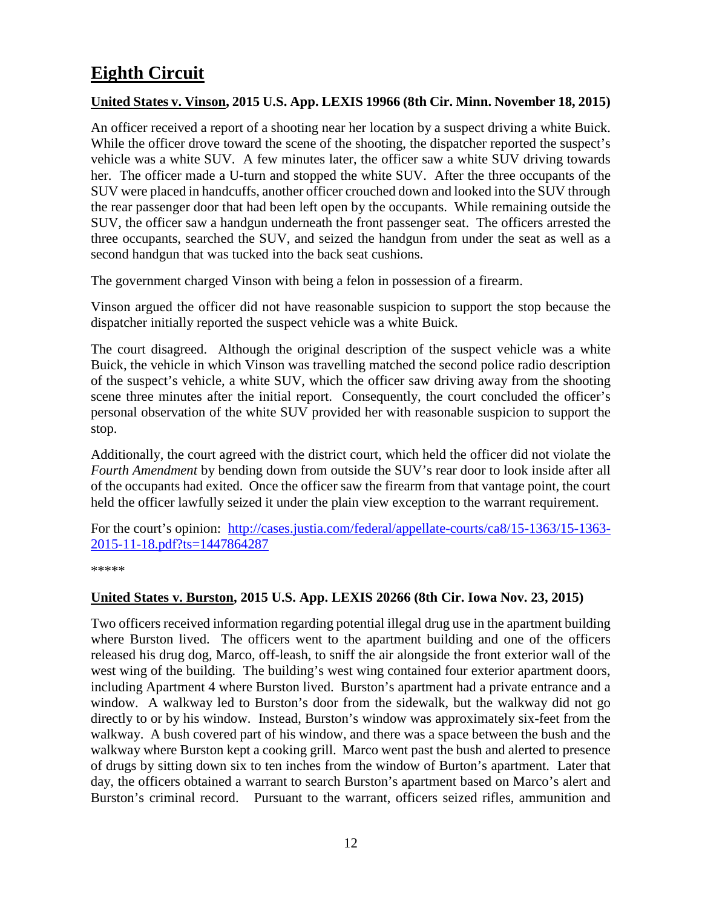# Eighth Circuit

**United States v. Vinson, 2015 U.S. App. LEXIS 19966 (8th Cir. Minn. November 18, 2015)**

An officer received a report of a shooting near her location by a suspect driving a white Buick. While the officer drove toward the scene of the shooting, the dispatcher reported the suspect's vehicle was a white SUV. A few minutes later, the officer saw a white SUV driving towards her. The officer made a U-turn and stopped the white SUV. After the three occupants of the SUV were placed in handcuffs, another officer crouched down and looked into the SUV through the rear passenger door that had been left open by the occupants. While remaining outside the SUV, the officer saw a handgun underneath the front passenger seat. The officers arrested the three occupants, searched the SUV, and seized the handgun from under the seat as well as a second handgun that was tucked into the back seat cushions.

The government charged Vinson with being a felon in possession of a firearm.

Vinson argued the officer did not have reasonable suspicion to support the stop because the dispatcher initially reported the suspect vehicle was a white Buick.

The court disagreed. Although the original description of the suspect vehicle was a white Buick, the vehicle in which Vinson was travelling matched the second police radio description of the suspect's vehicle, a white SUV, which the officer saw driving away from the shooting scene three minutes after the initial report. Consequently, the court concluded the officer's personal observation of the white SUV provided her with reasonable suspicion to support the stop.

Additionally, the court agreed with the district court, which held the officer did not violate the *Fourth Amendment* by bending down from outside the SUV's rear door to look inside after all of the occupants had exited. Once the officer saw the firearm from that vantage point, the court held the officer lawfully seized it under the plain view exception to the warrant requirement.

For the court's opinion: [http://cases.justia.com/federal/appellate-courts/ca8/15-1363/15-1363-2015-11-18.pdf?ts=1447864287](http://cases.justia.com/federal/appellate-courts/ca8/15-1363/15-1363-2015-11-18.pdf?ts=1447864287)

*****

**United States v. Burston, 2015 U.S. App. LEXIS 20266 (8th Cir. Iowa Nov. 23, 2015)**

Two officers received information regarding potential illegal drug use in the apartment building where Burston lived. The officers went to the apartment building and one of the officers released his drug dog, Marco, off-leash, to sniff the air alongside the front exterior wall of the west wing of the building. The building's west wing contained four exterior apartment doors, including Apartment 4 where Burston lived. Burston's apartment had a private entrance and a window. A walkway led to Burston's door from the sidewalk, but the walkway did not go directly to or by his window. Instead, Burston's window was approximately six-feet from the walkway. A bush covered part of his window, and there was a space between the bush and the walkway where Burston kept a cooking grill. Marco went past the bush and alerted to presence of drugs by sitting down six to ten inches from the window of Burton's apartment. Later that day, the officers obtained a warrant to search Burston's apartment based on Marco's alert and Burston's criminal record. Pursuant to the warrant, officers seized rifles, ammunition and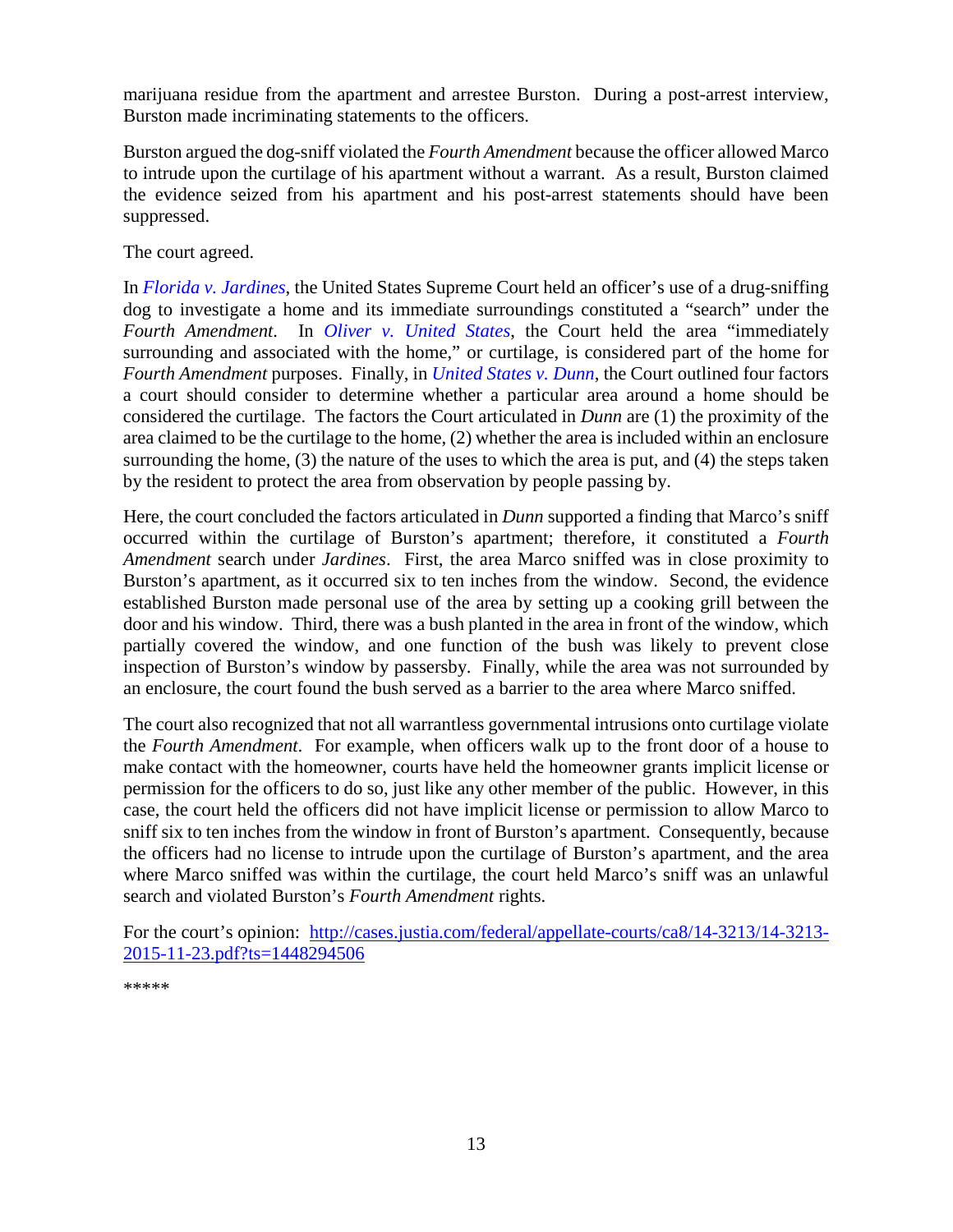marijuana residue from the apartment and arrestee Burston. During a post-arrest interview, Burston made incriminating statements to the officers.

Burston argued the dog-sniff violated the *Fourth Amendment* because the officer allowed Marco to intrude upon the curtilage of his apartment without a warrant. As a result, Burston claimed the evidence seized from his apartment and his post-arrest statements should have been suppressed.

The court agreed.

In *Florida v. Jardines*, the United States Supreme Court held an officer's use of a drug-sniffing dog to investigate a home and its immediate surroundings constituted a "search" under the *Fourth Amendment*. In *Oliver v. United States*, the Court held the area "immediately surrounding and associated with the home," or curtilage, is considered part of the home for *Fourth Amendment* purposes. Finally, in *United States v. Dunn*, the Court outlined four factors a court should consider to determine whether a particular area around a home should be considered the curtilage. The factors the Court articulated in *Dunn* are (1) the proximity of the area claimed to be the curtilage to the home, (2) whether the area is included within an enclosure surrounding the home, (3) the nature of the uses to which the area is put, and (4) the steps taken by the resident to protect the area from observation by people passing by.

Here, the court concluded the factors articulated in *Dunn* supported a finding that Marco's sniff occurred within the curtilage of Burston's apartment; therefore, it constituted a *Fourth Amendment* search under *Jardines*. First, the area Marco sniffed was in close proximity to Burston's apartment, as it occurred six to ten inches from the window. Second, the evidence established Burston made personal use of the area by setting up a cooking grill between the door and his window. Third, there was a bush planted in the area in front of the window, which partially covered the window, and one function of the bush was likely to prevent close inspection of Burston's window by passersby. Finally, while the area was not surrounded by an enclosure, the court found the bush served as a barrier to the area where Marco sniffed.

The court also recognized that not all warrantless governmental intrusions onto curtilage violate the *Fourth Amendment*. For example, when officers walk up to the front door of a house to make contact with the homeowner, courts have held the homeowner grants implicit license or permission for the officers to do so, just like any other member of the public. However, in this case, the court held the officers did not have implicit license or permission to allow Marco to sniff six to ten inches from the window in front of Burston's apartment. Consequently, because the officers had no license to intrude upon the curtilage of Burston's apartment, and the area where Marco sniffed was within the curtilage, the court held Marco's sniff was an unlawful search and violated Burston's *Fourth Amendment* rights.

For the court's opinion: http://cases.justia.com/federal/appellate-courts/ca8/14-3213/14-3213-2015-11-23.pdf?ts=1448294506

*****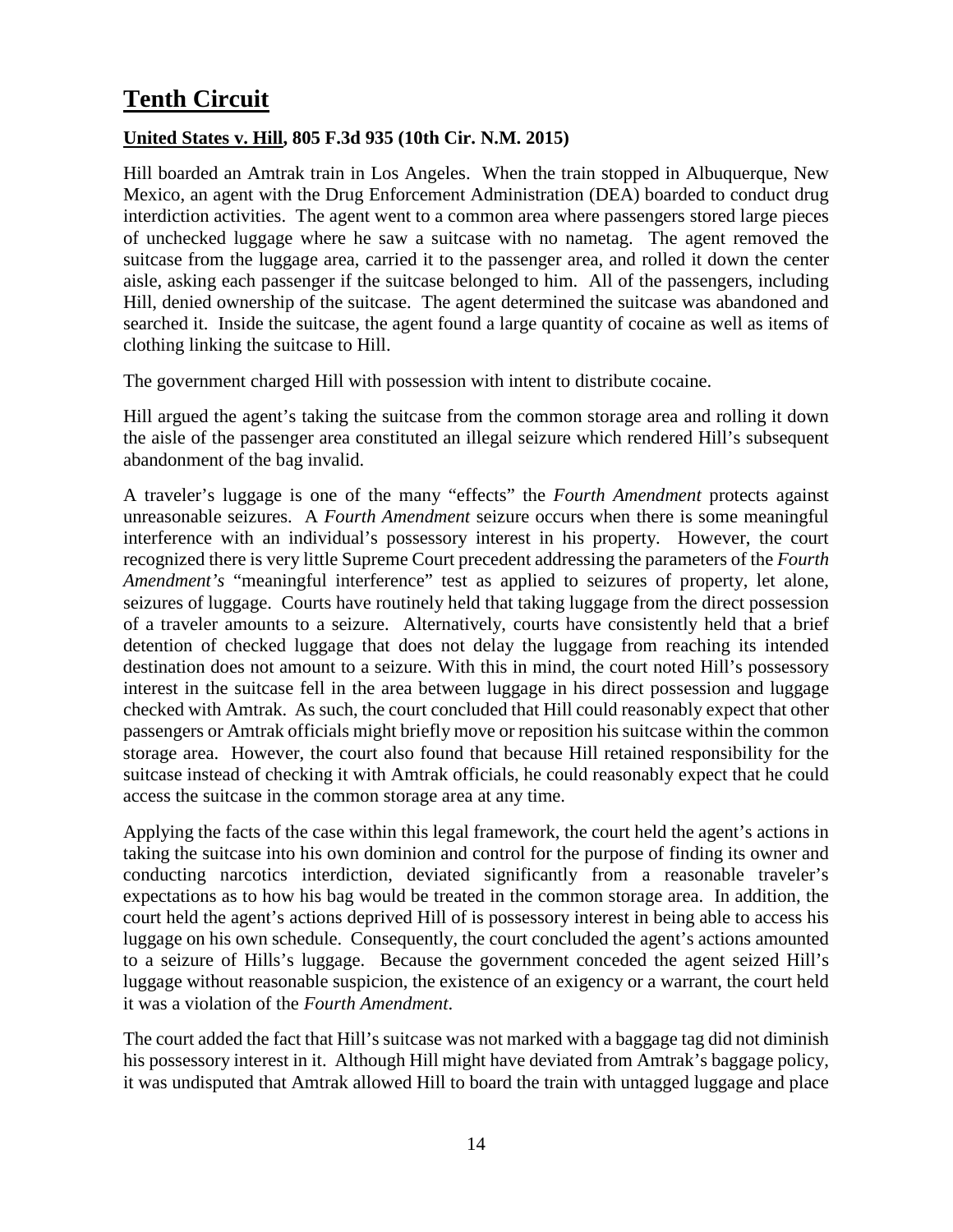# Tenth Circuit

**United States v. Hill, 805 F.3d 935 (10th Cir. N.M. 2015)**

Hill boarded an Amtrak train in Los Angeles. When the train stopped in Albuquerque, New Mexico, an agent with the Drug Enforcement Administration (DEA) boarded to conduct drug interdiction activities. The agent went to a common area where passengers stored large pieces of unchecked luggage where he saw a suitcase with no nametag. The agent removed the suitcase from the luggage area, carried it to the passenger area, and rolled it down the center aisle, asking each passenger if the suitcase belonged to him. All of the passengers, including Hill, denied ownership of the suitcase. The agent determined the suitcase was abandoned and searched it. Inside the suitcase, the agent found a large quantity of cocaine as well as items of clothing linking the suitcase to Hill.

The government charged Hill with possession with intent to distribute cocaine.

Hill argued the agent's taking the suitcase from the common storage area and rolling it down the aisle of the passenger area constituted an illegal seizure which rendered Hill's subsequent abandonment of the bag invalid.

A traveler's luggage is one of the many "effects" the *Fourth Amendment* protects against unreasonable seizures. A *Fourth Amendment* seizure occurs when there is some meaningful interference with an individual's possessory interest in his property. However, the court recognized there is very little Supreme Court precedent addressing the parameters of the *Fourth Amendment's* "meaningful interference" test as applied to seizures of property, let alone, seizures of luggage. Courts have routinely held that taking luggage from the direct possession of a traveler amounts to a seizure. Alternatively, courts have consistently held that a brief detention of checked luggage that does not delay the luggage from reaching its intended destination does not amount to a seizure. With this in mind, the court noted Hill's possessory interest in the suitcase fell in the area between luggage in his direct possession and luggage checked with Amtrak. As such, the court concluded that Hill could reasonably expect that other passengers or Amtrak officials might briefly move or reposition his suitcase within the common storage area. However, the court also found that because Hill retained responsibility for the suitcase instead of checking it with Amtrak officials, he could reasonably expect that he could access the suitcase in the common storage area at any time.

Applying the facts of the case within this legal framework, the court held the agent's actions in taking the suitcase into his own dominion and control for the purpose of finding its owner and conducting narcotics interdiction, deviated significantly from a reasonable traveler's expectations as to how his bag would be treated in the common storage area. In addition, the court held the agent's actions deprived Hill of is possessory interest in being able to access his luggage on his own schedule. Consequently, the court concluded the agent's actions amounted to a seizure of Hills's luggage. Because the government conceded the agent seized Hill's luggage without reasonable suspicion, the existence of an exigency or a warrant, the court held it was a violation of the *Fourth Amendment*.

The court added the fact that Hill's suitcase was not marked with a baggage tag did not diminish his possessory interest in it. Although Hill might have deviated from Amtrak's baggage policy, it was undisputed that Amtrak allowed Hill to board the train with untagged luggage and place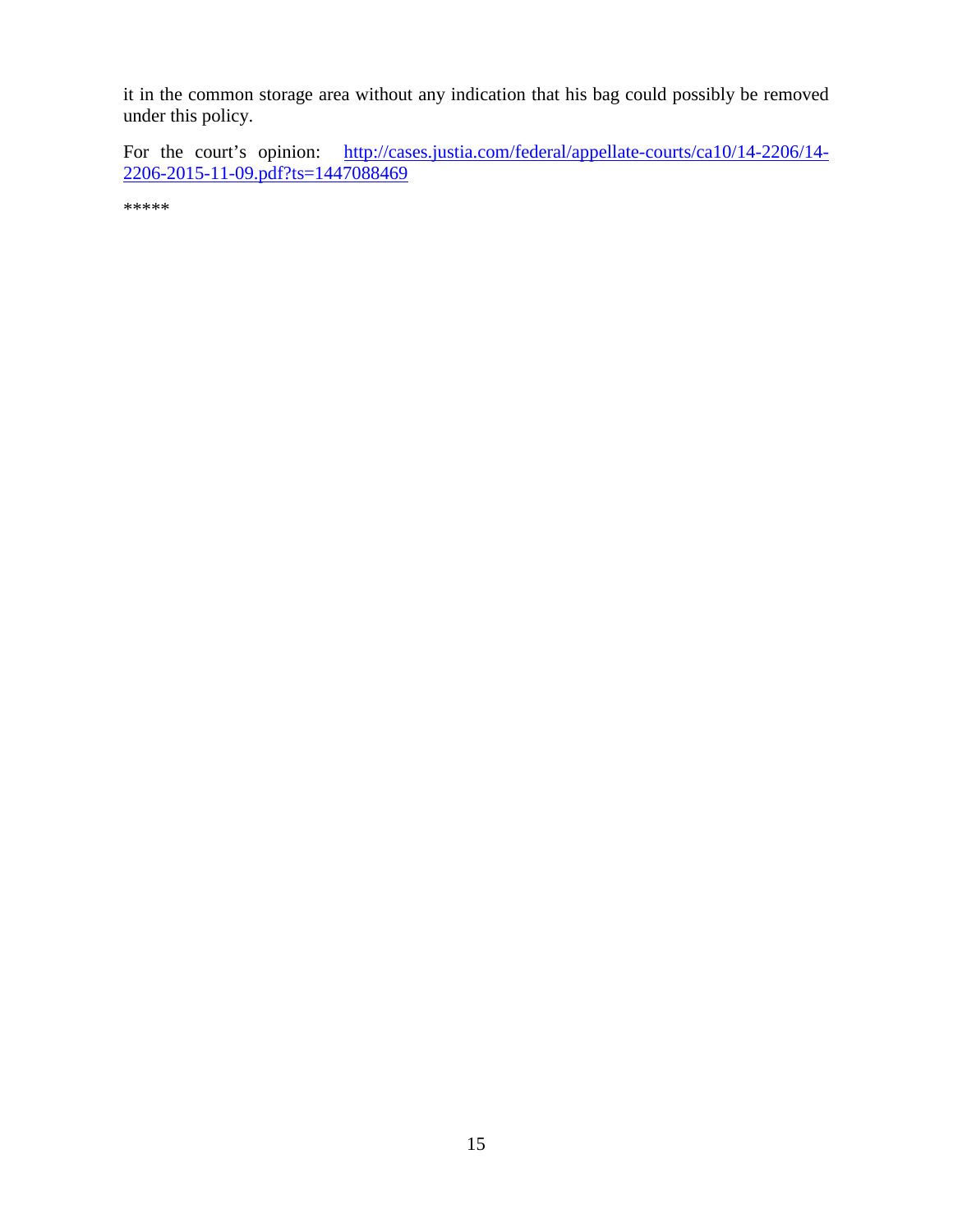it in the common storage area without any indication that his bag could possibly be removed under this policy.

For the court's opinion: [http://cases.justia.com/federal/appellate-courts/ca10/14-2206/14-2206-2015-11-09.pdf?ts=1447088469](http://cases.justia.com/federal/appellate-courts/ca10/14-2206/14-2206-2015-11-09.pdf?ts=1447088469)

*****